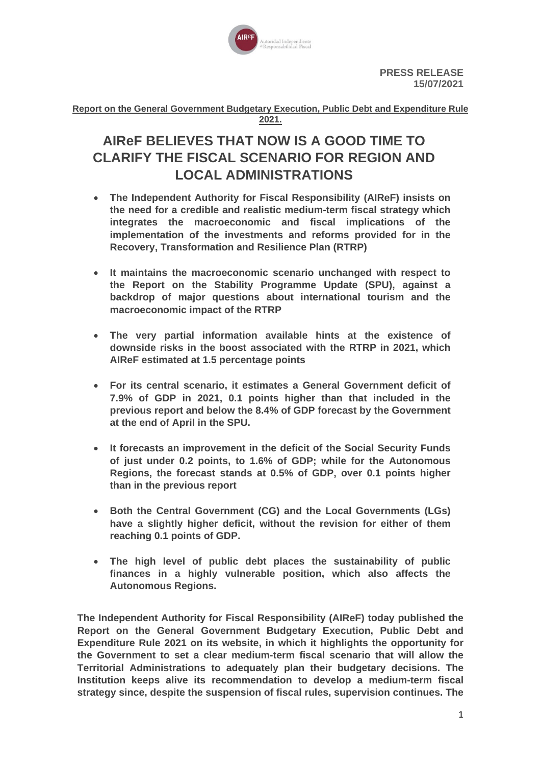**PRESS RELEASE**
**15/07/2021**

**Report on the General Government Budgetary Execution, Public Debt and Expenditure Rule 2021.**

# AIReF BELIEVES THAT NOW IS A GOOD TIME TO CLARIFY THE FISCAL SCENARIO FOR REGION AND LOCAL ADMINISTRATIONS

- **The Independent Authority for Fiscal Responsibility (AIReF) insists on the need for a credible and realistic medium-term fiscal strategy which integrates the macroeconomic and fiscal implications of the implementation of the investments and reforms provided for in the Recovery, Transformation and Resilience Plan (RTRP)**
- **It maintains the macroeconomic scenario unchanged with respect to the Report on the Stability Programme Update (SPU), against a backdrop of major questions about international tourism and the macroeconomic impact of the RTRP**
- **The very partial information available hints at the existence of downside risks in the boost associated with the RTRP in 2021, which AIReF estimated at 1.5 percentage points**
- **For its central scenario, it estimates a General Government deficit of 7.9% of GDP in 2021, 0.1 points higher than that included in the previous report and below the 8.4% of GDP forecast by the Government at the end of April in the SPU.**
- **It forecasts an improvement in the deficit of the Social Security Funds of just under 0.2 points, to 1.6% of GDP; while for the Autonomous Regions, the forecast stands at 0.5% of GDP, over 0.1 points higher than in the previous report**
- **Both the Central Government (CG) and the Local Governments (LGs) have a slightly higher deficit, without the revision for either of them reaching 0.1 points of GDP.**
- **The high level of public debt places the sustainability of public finances in a highly vulnerable position, which also affects the Autonomous Regions.**

**The Independent Authority for Fiscal Responsibility (AIReF) today published the Report on the General Government Budgetary Execution, Public Debt and Expenditure Rule 2021 on its website, in which it highlights the opportunity for the Government to set a clear medium-term fiscal scenario that will allow the Territorial Administrations to adequately plan their budgetary decisions. The Institution keeps alive its recommendation to develop a medium-term fiscal strategy since, despite the suspension of fiscal rules, supervision continues. The**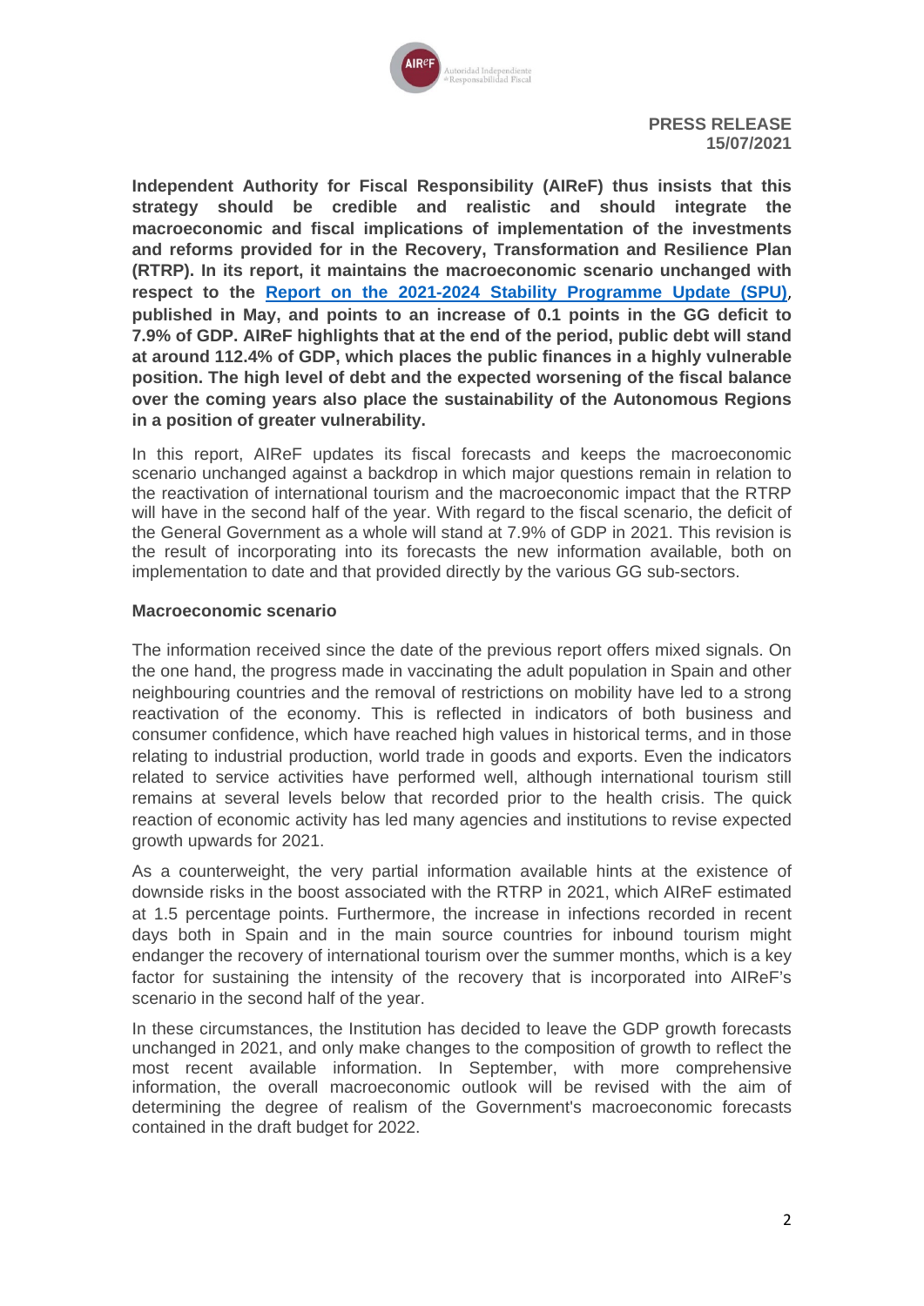**PRESS RELEASE**
**15/07/2021**

**Independent Authority for Fiscal Responsibility (AIReF) thus insists that this strategy should be credible and realistic and should integrate the macroeconomic and fiscal implications of implementation of the investments and reforms provided for in the Recovery, Transformation and Resilience Plan (RTRP). In its report, it maintains the macroeconomic scenario unchanged with respect to the Report on the 2021-2024 Stability Programme Update (SPU), published in May, and points to an increase of 0.1 points in the GG deficit to 7.9% of GDP. AIReF highlights that at the end of the period, public debt will stand at around 112.4% of GDP, which places the public finances in a highly vulnerable position. The high level of debt and the expected worsening of the fiscal balance over the coming years also place the sustainability of the Autonomous Regions in a position of greater vulnerability.**

In this report, AIReF updates its fiscal forecasts and keeps the macroeconomic scenario unchanged against a backdrop in which major questions remain in relation to the reactivation of international tourism and the macroeconomic impact that the RTRP will have in the second half of the year. With regard to the fiscal scenario, the deficit of the General Government as a whole will stand at 7.9% of GDP in 2021. This revision is the result of incorporating into its forecasts the new information available, both on implementation to date and that provided directly by the various GG sub-sectors.

**Macroeconomic scenario**

The information received since the date of the previous report offers mixed signals. On the one hand, the progress made in vaccinating the adult population in Spain and other neighbouring countries and the removal of restrictions on mobility have led to a strong reactivation of the economy. This is reflected in indicators of both business and consumer confidence, which have reached high values in historical terms, and in those relating to industrial production, world trade in goods and exports. Even the indicators related to service activities have performed well, although international tourism still remains at several levels below that recorded prior to the health crisis. The quick reaction of economic activity has led many agencies and institutions to revise expected growth upwards for 2021.

As a counterweight, the very partial information available hints at the existence of downside risks in the boost associated with the RTRP in 2021, which AIReF estimated at 1.5 percentage points. Furthermore, the increase in infections recorded in recent days both in Spain and in the main source countries for inbound tourism might endanger the recovery of international tourism over the summer months, which is a key factor for sustaining the intensity of the recovery that is incorporated into AIReF's scenario in the second half of the year.

In these circumstances, the Institution has decided to leave the GDP growth forecasts unchanged in 2021, and only make changes to the composition of growth to reflect the most recent available information. In September, with more comprehensive information, the overall macroeconomic outlook will be revised with the aim of determining the degree of realism of the Government's macroeconomic forecasts contained in the draft budget for 2022.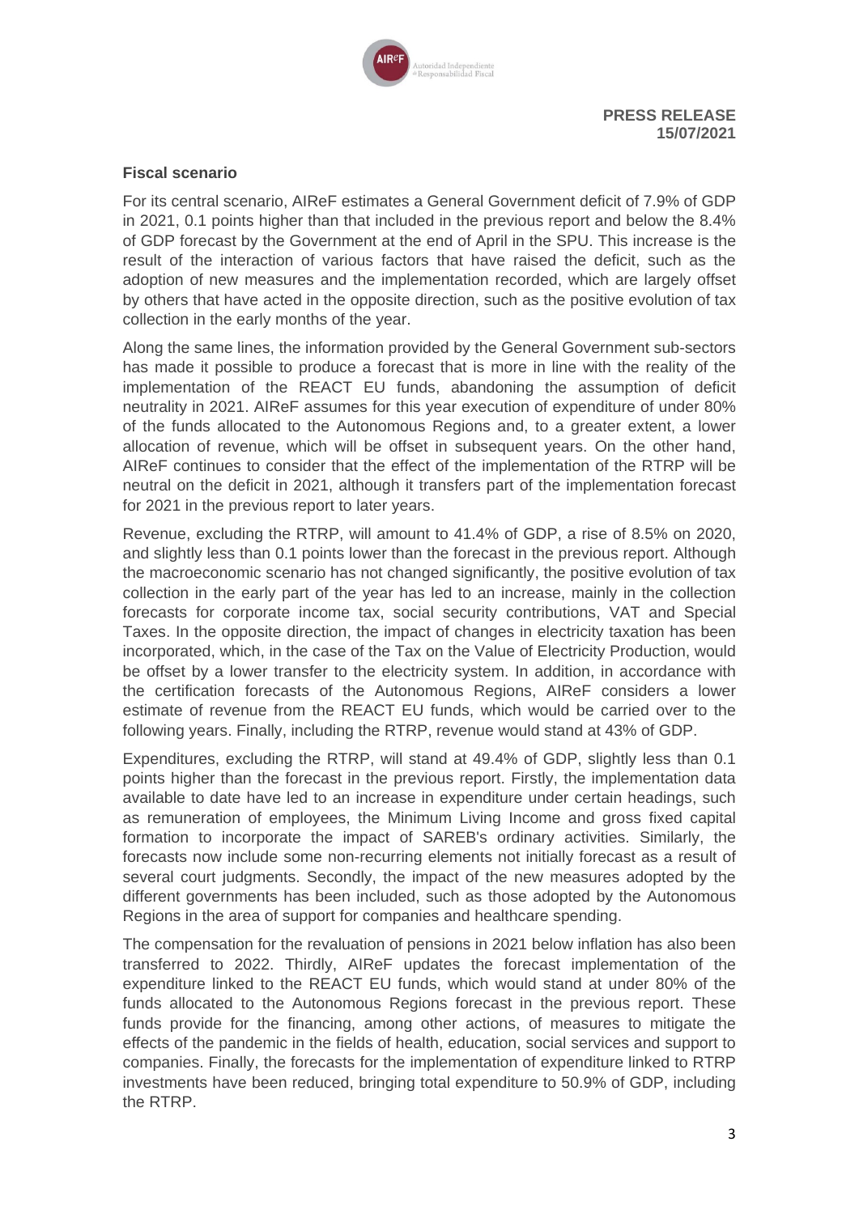**PRESS RELEASE**
**15/07/2021**

**Fiscal scenario**

For its central scenario, AIReF estimates a General Government deficit of 7.9% of GDP in 2021, 0.1 points higher than that included in the previous report and below the 8.4% of GDP forecast by the Government at the end of April in the SPU. This increase is the result of the interaction of various factors that have raised the deficit, such as the adoption of new measures and the implementation recorded, which are largely offset by others that have acted in the opposite direction, such as the positive evolution of tax collection in the early months of the year.

Along the same lines, the information provided by the General Government sub-sectors has made it possible to produce a forecast that is more in line with the reality of the implementation of the REACT EU funds, abandoning the assumption of deficit neutrality in 2021. AIReF assumes for this year execution of expenditure of under 80% of the funds allocated to the Autonomous Regions and, to a greater extent, a lower allocation of revenue, which will be offset in subsequent years. On the other hand, AIReF continues to consider that the effect of the implementation of the RTRP will be neutral on the deficit in 2021, although it transfers part of the implementation forecast for 2021 in the previous report to later years.

Revenue, excluding the RTRP, will amount to 41.4% of GDP, a rise of 8.5% on 2020, and slightly less than 0.1 points lower than the forecast in the previous report. Although the macroeconomic scenario has not changed significantly, the positive evolution of tax collection in the early part of the year has led to an increase, mainly in the collection forecasts for corporate income tax, social security contributions, VAT and Special Taxes. In the opposite direction, the impact of changes in electricity taxation has been incorporated, which, in the case of the Tax on the Value of Electricity Production, would be offset by a lower transfer to the electricity system. In addition, in accordance with the certification forecasts of the Autonomous Regions, AIReF considers a lower estimate of revenue from the REACT EU funds, which would be carried over to the following years. Finally, including the RTRP, revenue would stand at 43% of GDP.

Expenditures, excluding the RTRP, will stand at 49.4% of GDP, slightly less than 0.1 points higher than the forecast in the previous report. Firstly, the implementation data available to date have led to an increase in expenditure under certain headings, such as remuneration of employees, the Minimum Living Income and gross fixed capital formation to incorporate the impact of SAREB's ordinary activities. Similarly, the forecasts now include some non-recurring elements not initially forecast as a result of several court judgments. Secondly, the impact of the new measures adopted by the different governments has been included, such as those adopted by the Autonomous Regions in the area of support for companies and healthcare spending.

The compensation for the revaluation of pensions in 2021 below inflation has also been transferred to 2022. Thirdly, AIReF updates the forecast implementation of the expenditure linked to the REACT EU funds, which would stand at under 80% of the funds allocated to the Autonomous Regions forecast in the previous report. These funds provide for the financing, among other actions, of measures to mitigate the effects of the pandemic in the fields of health, education, social services and support to companies. Finally, the forecasts for the implementation of expenditure linked to RTRP investments have been reduced, bringing total expenditure to 50.9% of GDP, including the RTRP.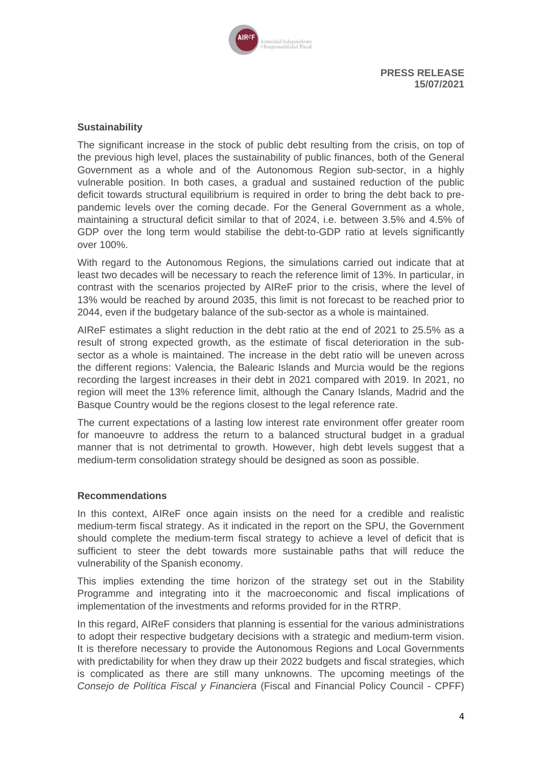**PRESS RELEASE**
**15/07/2021**

**Sustainability**

The significant increase in the stock of public debt resulting from the crisis, on top of the previous high level, places the sustainability of public finances, both of the General Government as a whole and of the Autonomous Region sub-sector, in a highly vulnerable position. In both cases, a gradual and sustained reduction of the public deficit towards structural equilibrium is required in order to bring the debt back to pre-pandemic levels over the coming decade. For the General Government as a whole, maintaining a structural deficit similar to that of 2024, i.e. between 3.5% and 4.5% of GDP over the long term would stabilise the debt-to-GDP ratio at levels significantly over 100%.

With regard to the Autonomous Regions, the simulations carried out indicate that at least two decades will be necessary to reach the reference limit of 13%. In particular, in contrast with the scenarios projected by AIReF prior to the crisis, where the level of 13% would be reached by around 2035, this limit is not forecast to be reached prior to 2044, even if the budgetary balance of the sub-sector as a whole is maintained.

AIReF estimates a slight reduction in the debt ratio at the end of 2021 to 25.5% as a result of strong expected growth, as the estimate of fiscal deterioration in the sub-sector as a whole is maintained. The increase in the debt ratio will be uneven across the different regions: Valencia, the Balearic Islands and Murcia would be the regions recording the largest increases in their debt in 2021 compared with 2019. In 2021, no region will meet the 13% reference limit, although the Canary Islands, Madrid and the Basque Country would be the regions closest to the legal reference rate.

The current expectations of a lasting low interest rate environment offer greater room for manoeuvre to address the return to a balanced structural budget in a gradual manner that is not detrimental to growth. However, high debt levels suggest that a medium-term consolidation strategy should be designed as soon as possible.

**Recommendations**

In this context, AIReF once again insists on the need for a credible and realistic medium-term fiscal strategy. As it indicated in the report on the SPU, the Government should complete the medium-term fiscal strategy to achieve a level of deficit that is sufficient to steer the debt towards more sustainable paths that will reduce the vulnerability of the Spanish economy.

This implies extending the time horizon of the strategy set out in the Stability Programme and integrating into it the macroeconomic and fiscal implications of implementation of the investments and reforms provided for in the RTRP.

In this regard, AIReF considers that planning is essential for the various administrations to adopt their respective budgetary decisions with a strategic and medium-term vision. It is therefore necessary to provide the Autonomous Regions and Local Governments with predictability for when they draw up their 2022 budgets and fiscal strategies, which is complicated as there are still many unknowns. The upcoming meetings of the *Consejo de Política Fiscal y Financiera* (Fiscal and Financial Policy Council - CPFF)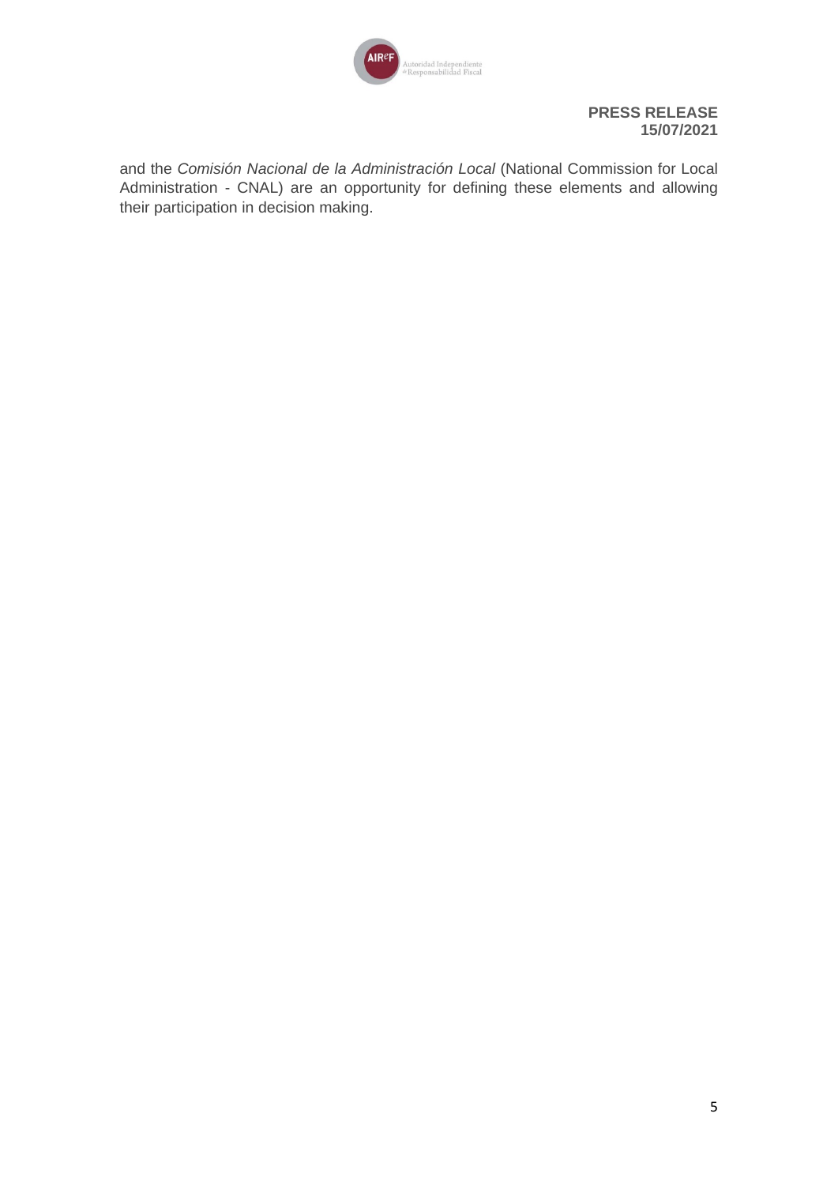and the *Comisión Nacional de la Administración Local* (National Commission for Local Administration - CNAL) are an opportunity for defining these elements and allowing their participation in decision making.